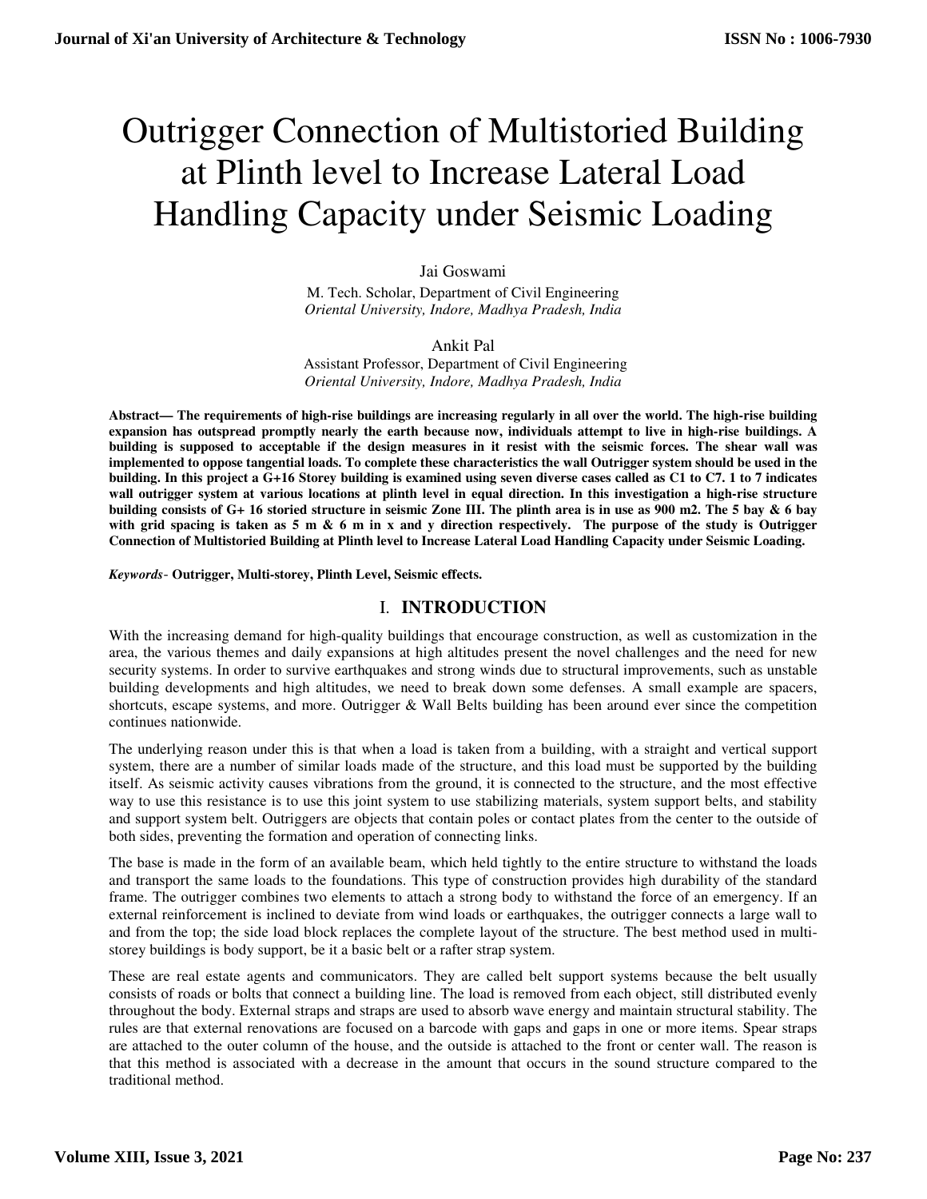# Outrigger Connection of Multistoried Building at Plinth level to Increase Lateral Load Handling Capacity under Seismic Loading

Jai Goswami

M. Tech. Scholar, Department of Civil Engineering

*Oriental University, Indore, Madhya Pradesh, India*

Ankit Pal

Assistant Professor, Department of Civil Engineering

*Oriental University, Indore, Madhya Pradesh, India*

**Abstract— The requirements of high-rise buildings are increasing regularly in all over the world. The high-rise building expansion has outspread promptly nearly the earth because now, individuals attempt to live in high-rise buildings. A building is supposed to acceptable if the design measures in it resist with the seismic forces. The shear wall was implemented to oppose tangential loads. To complete these characteristics the wall Outrigger system should be used in the building. In this project a G+16 Storey building is examined using seven diverse cases called as C1 to C7. 1 to 7 indicates wall outrigger system at various locations at plinth level in equal direction. In this investigation a high-rise structure building consists of G+ 16 storied structure in seismic Zone III. The plinth area is in use as 900 m2. The 5 bay & 6 bay with grid spacing is taken as 5 m & 6 m in x and y direction respectively. The purpose of the study is Outrigger Connection of Multistoried Building at Plinth level to Increase Lateral Load Handling Capacity under Seismic Loading.**

***Keywords*- Outrigger, Multi-storey, Plinth Level, Seismic effects.**

## I. INTRODUCTION

With the increasing demand for high-quality buildings that encourage construction, as well as customization in the area, the various themes and daily expansions at high altitudes present the novel challenges and the need for new security systems. In order to survive earthquakes and strong winds due to structural improvements, such as unstable building developments and high altitudes, we need to break down some defenses. A small example are spacers, shortcuts, escape systems, and more. Outrigger & Wall Belts building has been around ever since the competition continues nationwide.

The underlying reason under this is that when a load is taken from a building, with a straight and vertical support system, there are a number of similar loads made of the structure, and this load must be supported by the building itself. As seismic activity causes vibrations from the ground, it is connected to the structure, and the most effective way to use this resistance is to use this joint system to use stabilizing materials, system support belts, and stability and support system belt. Outriggers are objects that contain poles or contact plates from the center to the outside of both sides, preventing the formation and operation of connecting links.

The base is made in the form of an available beam, which held tightly to the entire structure to withstand the loads and transport the same loads to the foundations. This type of construction provides high durability of the standard frame. The outrigger combines two elements to attach a strong body to withstand the force of an emergency. If an external reinforcement is inclined to deviate from wind loads or earthquakes, the outrigger connects a large wall to and from the top; the side load block replaces the complete layout of the structure. The best method used in multi-storey buildings is body support, be it a basic belt or a rafter strap system.

These are real estate agents and communicators. They are called belt support systems because the belt usually consists of roads or bolts that connect a building line. The load is removed from each object, still distributed evenly throughout the body. External straps and straps are used to absorb wave energy and maintain structural stability. The rules are that external renovations are focused on a barcode with gaps and gaps in one or more items. Spear straps are attached to the outer column of the house, and the outside is attached to the front or center wall. The reason is that this method is associated with a decrease in the amount that occurs in the sound structure compared to the traditional method.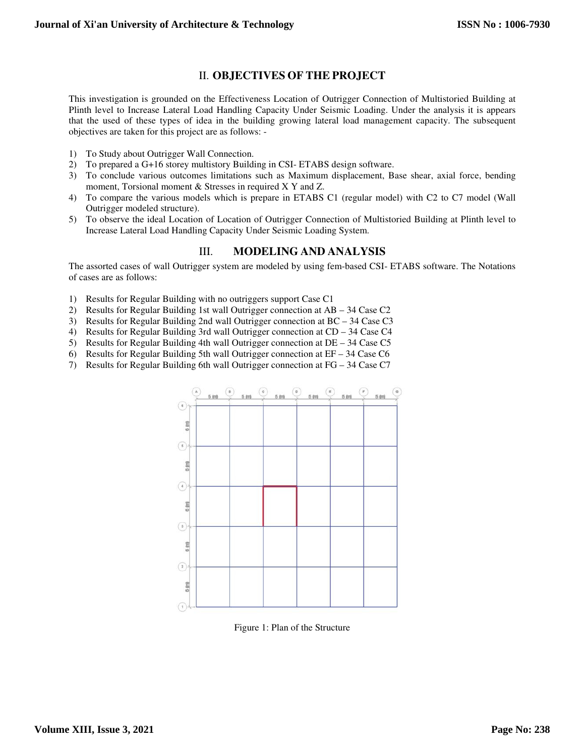## II. OBJECTIVES OF THE PROJECT

This investigation is grounded on the Effectiveness Location of Outrigger Connection of Multistoried Building at Plinth level to Increase Lateral Load Handling Capacity Under Seismic Loading. Under the analysis it is appears that the used of these types of idea in the building growing lateral load management capacity. The subsequent objectives are taken for this project are as follows: -

1) To Study about Outrigger Wall Connection.
2) To prepared a G+16 storey multistory Building in CSI- ETABS design software.
3) To conclude various outcomes limitations such as Maximum displacement, Base shear, axial force, bending moment, Torsional moment & Stresses in required X Y and Z.
4) To compare the various models which is prepare in ETABS C1 (regular model) with C2 to C7 model (Wall Outrigger modeled structure).
5) To observe the ideal Location of Location of Outrigger Connection of Multistoried Building at Plinth level to Increase Lateral Load Handling Capacity Under Seismic Loading System.

## III. MODELING AND ANALYSIS

The assorted cases of wall Outrigger system are modeled by using fem-based CSI- ETABS software. The Notations of cases are as follows:

1) Results for Regular Building with no outriggers support Case C1
2) Results for Regular Building 1st wall Outrigger connection at AB – 34 Case C2
3) Results for Regular Building 2nd wall Outrigger connection at BC – 34 Case C3
4) Results for Regular Building 3rd wall Outrigger connection at CD – 34 Case C4
5) Results for Regular Building 4th wall Outrigger connection at DE – 34 Case C5
6) Results for Regular Building 5th wall Outrigger connection at EF – 34 Case C6
7) Results for Regular Building 6th wall Outrigger connection at FG – 34 Case C7

Figure 1: Plan of the Structure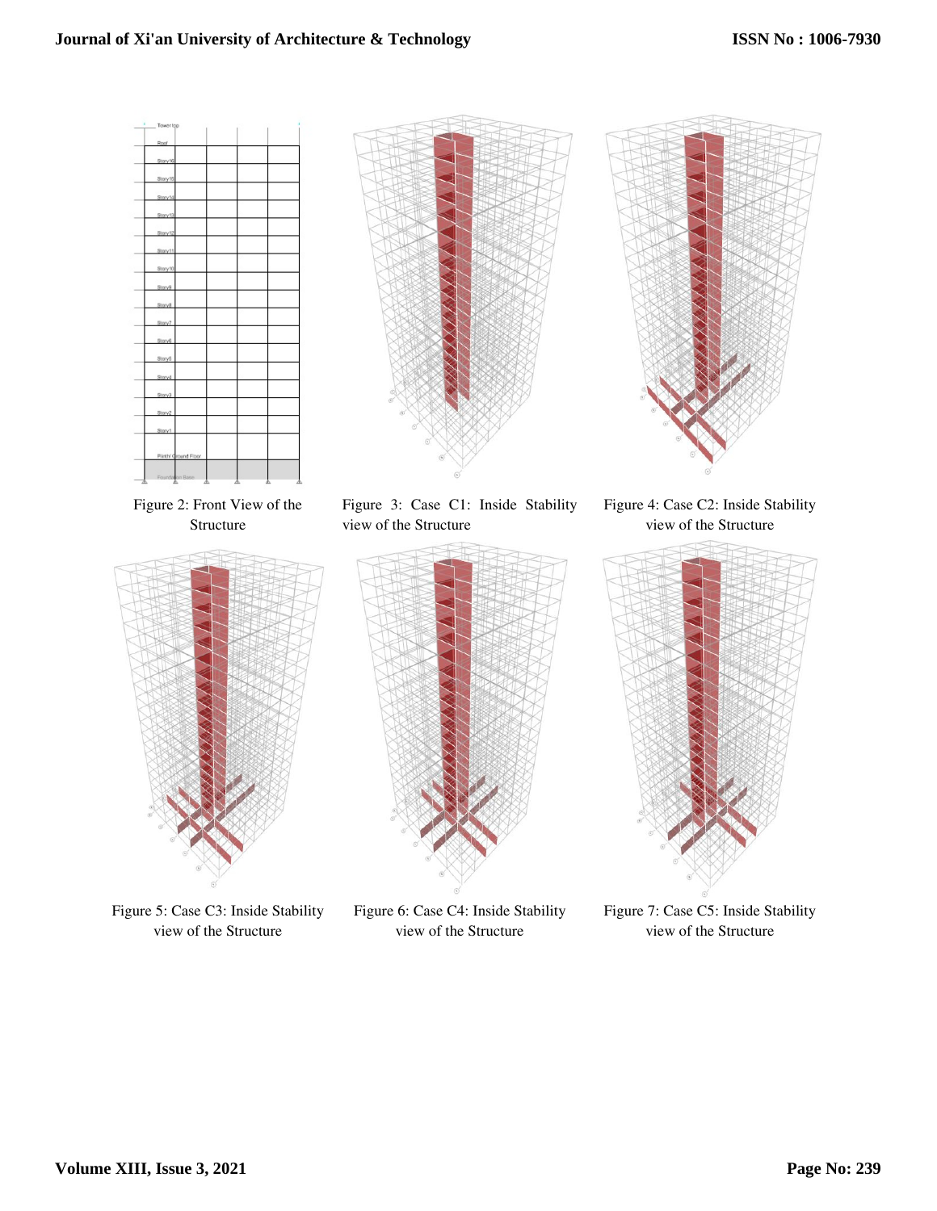Figure 2: Front View of the Structure

Figure 3: Case C1: Inside Stability view of the Structure

Figure 4: Case C2: Inside Stability view of the Structure

Figure 5: Case C3: Inside Stability view of the Structure

Figure 6: Case C4: Inside Stability view of the Structure

Figure 7: Case C5: Inside Stability view of the Structure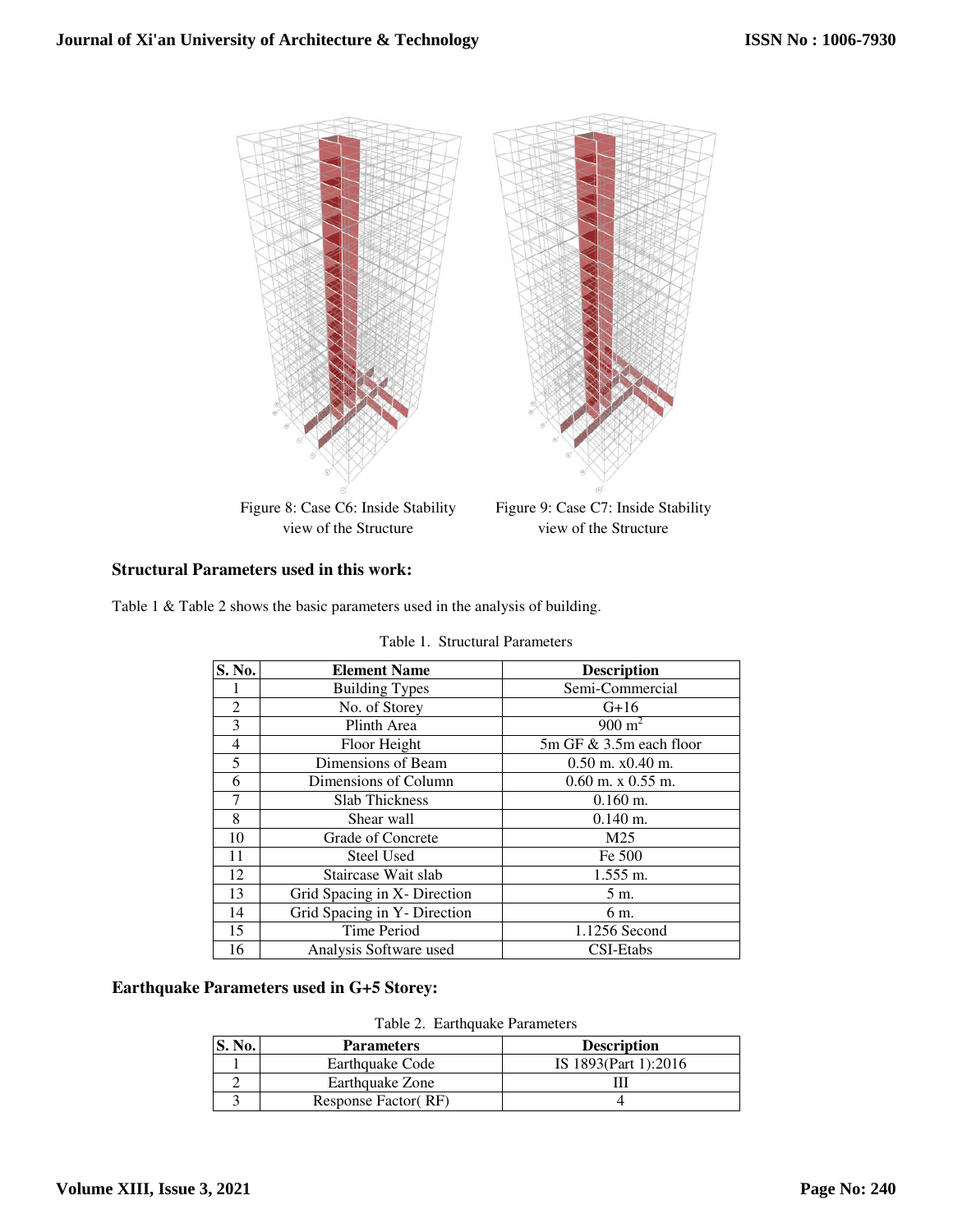Figure 8: Case C6: Inside Stability view of the Structure

Figure 9: Case C7: Inside Stability view of the Structure

### Structural Parameters used in this work:

Table 1 & Table 2 shows the basic parameters used in the analysis of building.

Table 1. Structural Parameters

| S. No. | Element Name | Description |
|---|---|---|
| 1 | Building Types | Semi-Commercial |
| 2 | No. of Storey | G+16 |
| 3 | Plinth Area | 900 $m^2$ |
| 4 | Floor Height | 5m GF & 3.5m each floor |
| 5 | Dimensions of Beam | 0.50 m. x0.40 m. |
| 6 | Dimensions of Column | 0.60 m. x 0.55 m. |
| 7 | Slab Thickness | 0.160 m. |
| 8 | Shear wall | 0.140 m. |
| 10 | Grade of Concrete | M25 |
| 11 | Steel Used | Fe 500 |
| 12 | Staircase Wait slab | 1.555 m. |
| 13 | Grid Spacing in X- Direction | 5 m. |
| 14 | Grid Spacing in Y- Direction | 6 m. |
| 15 | Time Period | 1.1256 Second |
| 16 | Analysis Software used | CSI-Etabs |

### Earthquake Parameters used in G+5 Storey:

Table 2. Earthquake Parameters

| S. No. | Parameters | Description |
|---|---|---|
| 1 | Earthquake Code | IS 1893(Part 1):2016 |
| 2 | Earthquake Zone | III |
| 3 | Response Factor( RF) | 4 |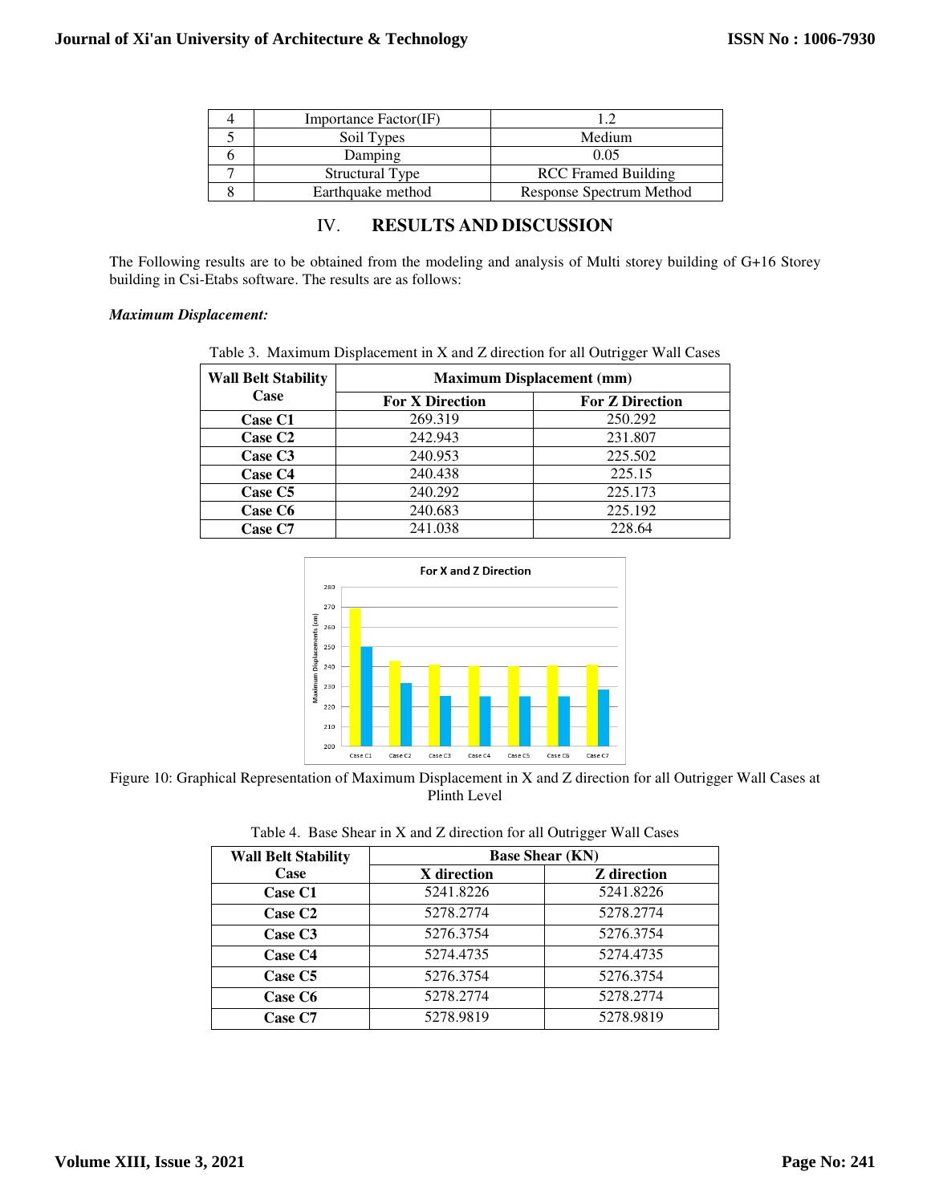| 4 | Importance Factor(IF) | 1.2 |
|---|---|---|
| 5 | Soil Types | Medium |
| 6 | Damping | 0.05 |
| 7 | Structural Type | RCC Framed Building |
| 8 | Earthquake method | Response Spectrum Method |

## IV. RESULTS AND DISCUSSION

The Following results are to be obtained from the modeling and analysis of Multi storey building of G+16 Storey building in Csi-Etabs software. The results are as follows:

***Maximum Displacement:***

Table 3. Maximum Displacement in X and Z direction for all Outrigger Wall Cases

| Wall Belt Stability Case | Maximum Displacement (mm) | |
|---|---|---|
| | For X Direction | For Z Direction |
| **Case C1** | 269.319 | 250.292 |
| **Case C2** | 242.943 | 231.807 |
| **Case C3** | 240.953 | 225.502 |
| **Case C4** | 240.438 | 225.15 |
| **Case C5** | 240.292 | 225.173 |
| **Case C6** | 240.683 | 225.192 |
| **Case C7** | 241.038 | 228.64 |

Figure 10: Graphical Representation of Maximum Displacement in X and Z direction for all Outrigger Wall Cases at Plinth Level

Table 4. Base Shear in X and Z direction for all Outrigger Wall Cases

| Wall Belt Stability Case | Base Shear (KN) | |
|---|---|---|
| | X direction | Z direction |
| **Case C1** | 5241.8226 | 5241.8226 |
| **Case C2** | 5278.2774 | 5278.2774 |
| **Case C3** | 5276.3754 | 5276.3754 |
| **Case C4** | 5274.4735 | 5274.4735 |
| **Case C5** | 5276.3754 | 5276.3754 |
| **Case C6** | 5278.2774 | 5278.2774 |
| **Case C7** | 5278.9819 | 5278.9819 |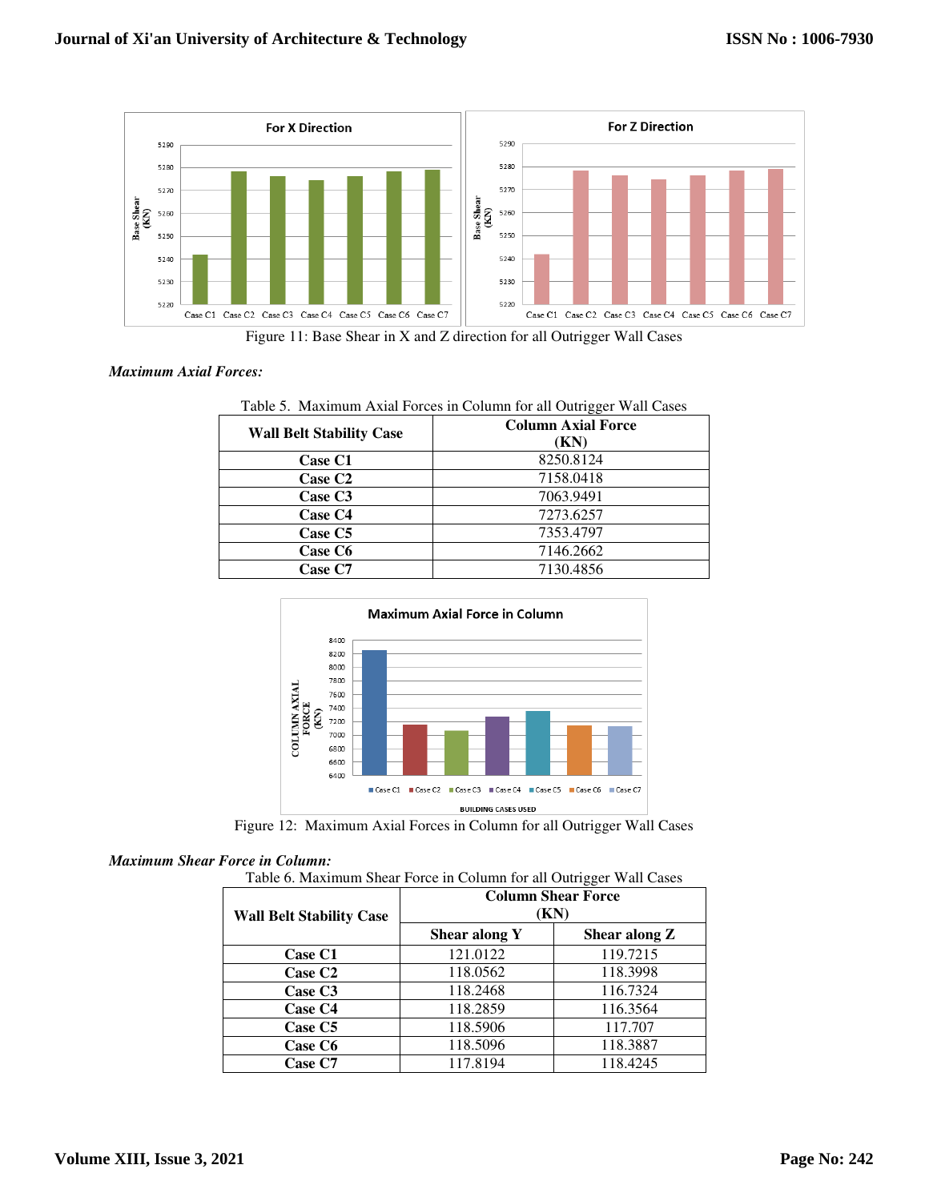Figure 11: Base Shear in X and Z direction for all Outrigger Wall Cases

***Maximum Axial Forces:***

Table 5. Maximum Axial Forces in Column for all Outrigger Wall Cases

| Wall Belt Stability Case | Column Axial Force (KN) |
|---|---|
| Case C1 | 8250.8124 |
| Case C2 | 7158.0418 |
| Case C3 | 7063.9491 |
| Case C4 | 7273.6257 |
| Case C5 | 7353.4797 |
| Case C6 | 7146.2662 |
| Case C7 | 7130.4856 |

Figure 12: Maximum Axial Forces in Column for all Outrigger Wall Cases

***Maximum Shear Force in Column:***

Table 6. Maximum Shear Force in Column for all Outrigger Wall Cases

| Wall Belt Stability Case | Column Shear Force (KN) | |
|---|---|---|
| | Shear along Y | Shear along Z |
| Case C1 | 121.0122 | 119.7215 |
| Case C2 | 118.0562 | 118.3998 |
| Case C3 | 118.2468 | 116.7324 |
| Case C4 | 118.2859 | 116.3564 |
| Case C5 | 118.5906 | 117.707 |
| Case C6 | 118.5096 | 118.3887 |
| Case C7 | 117.8194 | 118.4245 |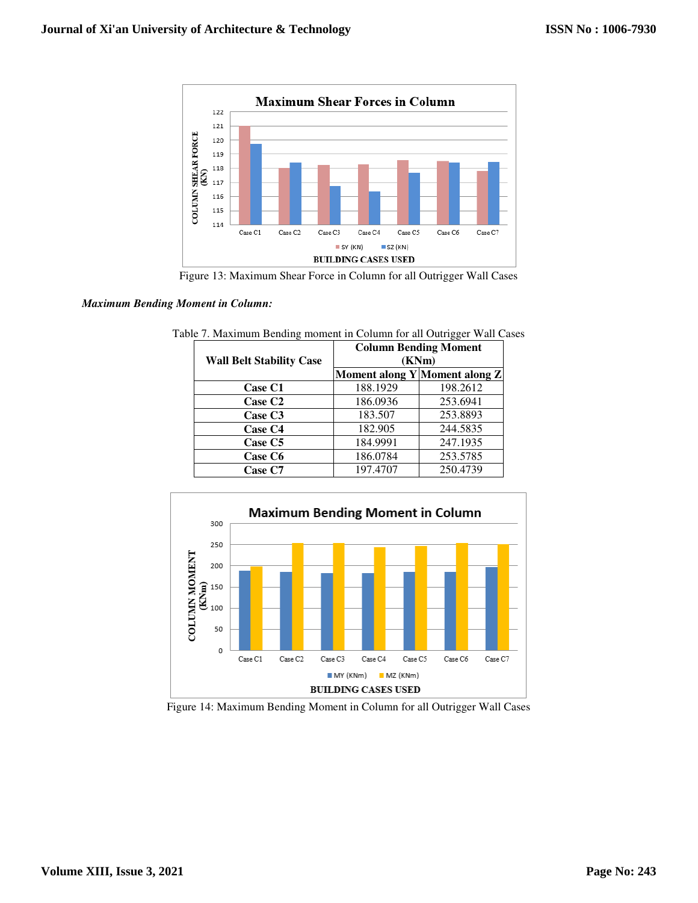Figure 13: Maximum Shear Force in Column for all Outrigger Wall Cases

***Maximum Bending Moment in Column:***

Table 7. Maximum Bending moment in Column for all Outrigger Wall Cases

| Wall Belt Stability Case | Column Bending Moment (KNm) | |
|---|---|---|
| | Moment along Y | Moment along Z |
| **Case C1** | 188.1929 | 198.2612 |
| **Case C2** | 186.0936 | 253.6941 |
| **Case C3** | 183.507 | 253.8893 |
| **Case C4** | 182.905 | 244.5835 |
| **Case C5** | 184.9991 | 247.1935 |
| **Case C6** | 186.0784 | 253.5785 |
| **Case C7** | 197.4707 | 250.4739 |

Figure 14: Maximum Bending Moment in Column for all Outrigger Wall Cases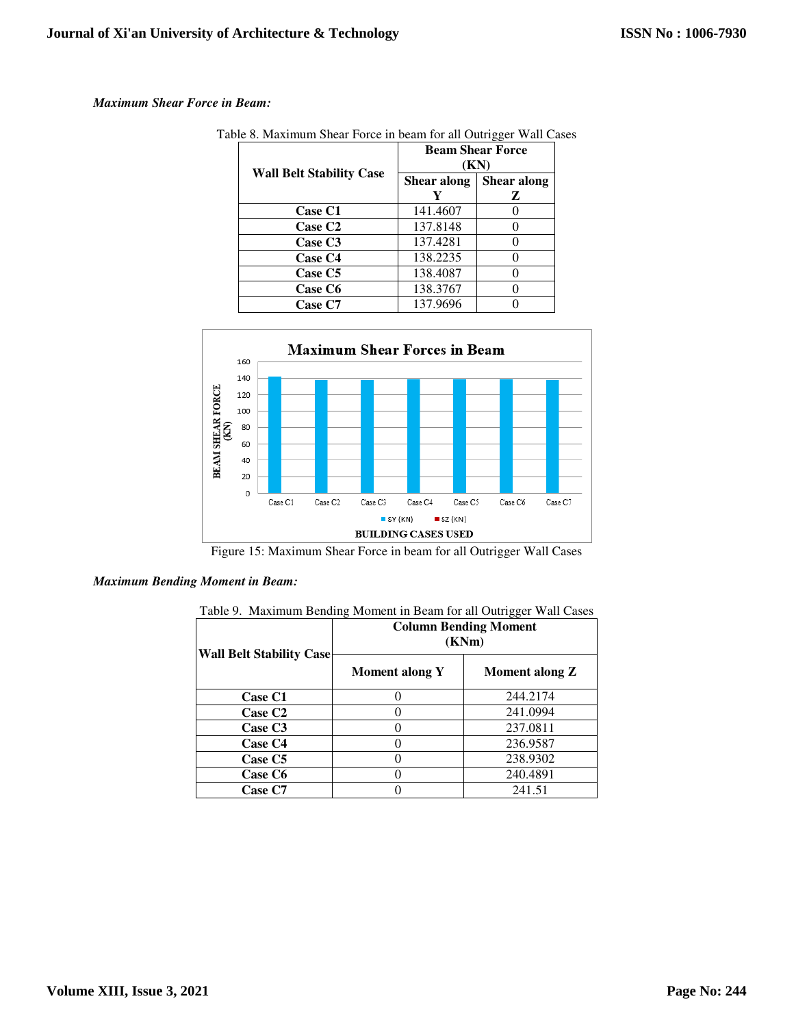***Maximum Shear Force in Beam:***

Table 8. Maximum Shear Force in beam for all Outrigger Wall Cases

| Wall Belt Stability Case | Beam Shear Force (KN) | |
|---|---|---|
| | Shear along Y | Shear along Z |
| Case C1 | 141.4607 | 0 |
| Case C2 | 137.8148 | 0 |
| Case C3 | 137.4281 | 0 |
| Case C4 | 138.2235 | 0 |
| Case C5 | 138.4087 | 0 |
| Case C6 | 138.3767 | 0 |
| Case C7 | 137.9696 | 0 |

Figure 15: Maximum Shear Force in beam for all Outrigger Wall Cases

***Maximum Bending Moment in Beam:***

Table 9. Maximum Bending Moment in Beam for all Outrigger Wall Cases

| Wall Belt Stability Case | Column Bending Moment (KNm) | |
|---|---|---|
| | Moment along Y | Moment along Z |
| Case C1 | 0 | 244.2174 |
| Case C2 | 0 | 241.0994 |
| Case C3 | 0 | 237.0811 |
| Case C4 | 0 | 236.9587 |
| Case C5 | 0 | 238.9302 |
| Case C6 | 0 | 240.4891 |
| Case C7 | 0 | 241.51 |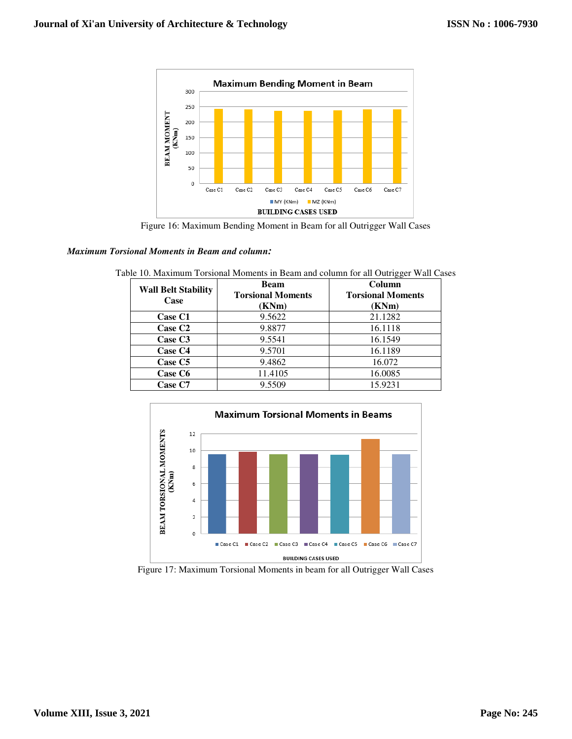Figure 16: Maximum Bending Moment in Beam for all Outrigger Wall Cases

***Maximum Torsional Moments in Beam and column:***

Table 10. Maximum Torsional Moments in Beam and column for all Outrigger Wall Cases

| Wall Belt Stability Case | Beam Torsional Moments (KNm) | Column Torsional Moments (KNm) |
|---|---|---|
| **Case C1** | 9.5622 | 21.1282 |
| **Case C2** | 9.8877 | 16.1118 |
| **Case C3** | 9.5541 | 16.1549 |
| **Case C4** | 9.5701 | 16.1189 |
| **Case C5** | 9.4862 | 16.072 |
| **Case C6** | 11.4105 | 16.0085 |
| **Case C7** | 9.5509 | 15.9231 |

Figure 17: Maximum Torsional Moments in beam for all Outrigger Wall Cases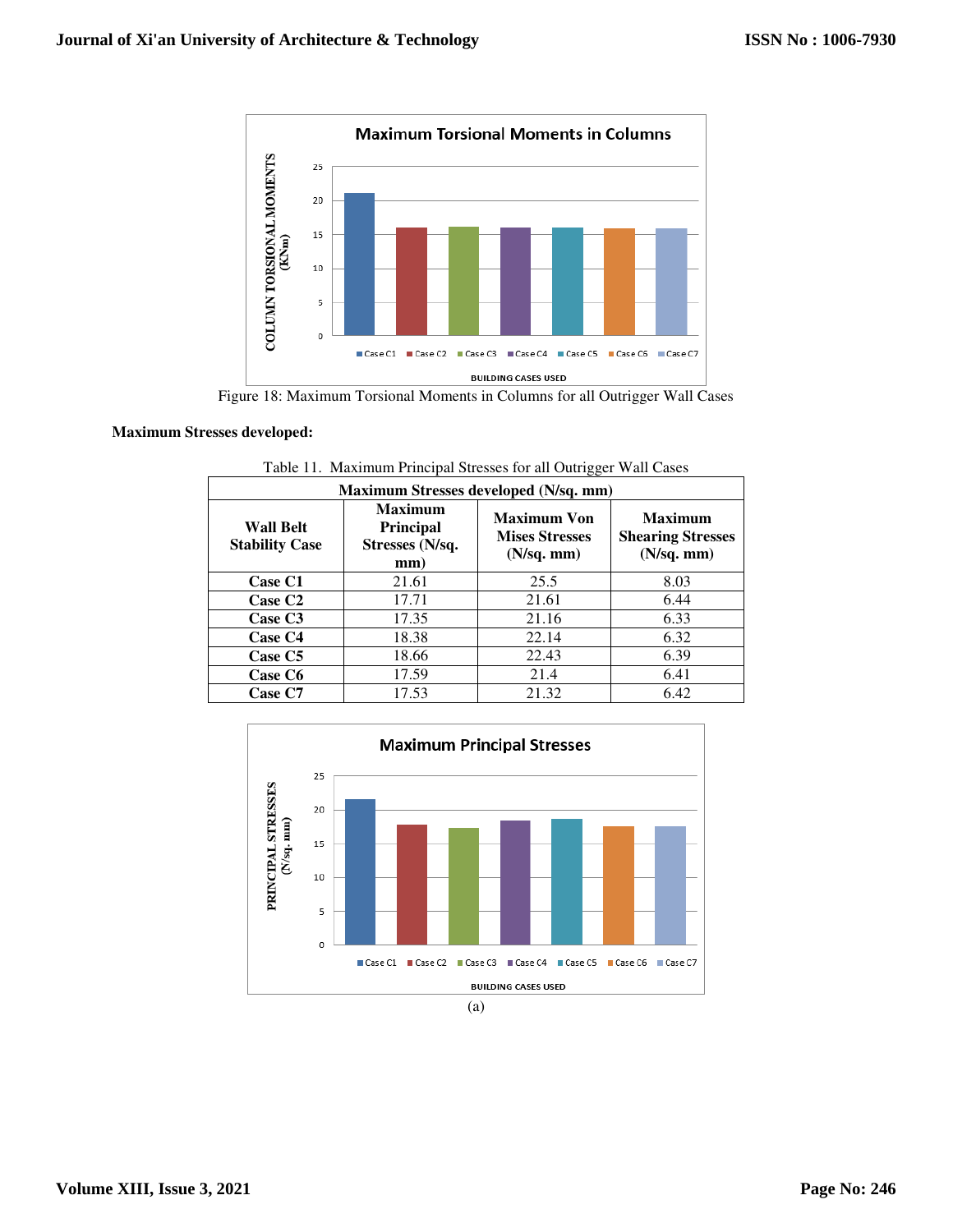Figure 18: Maximum Torsional Moments in Columns for all Outrigger Wall Cases

**Maximum Stresses developed:**

Table 11. Maximum Principal Stresses for all Outrigger Wall Cases

| Maximum Stresses developed (N/sq. mm) | | | |
|---|---|---|---|
| **Wall Belt Stability Case** | **Maximum Principal Stresses (N/sq. mm)** | **Maximum Von Mises Stresses (N/sq. mm)** | **Maximum Shearing Stresses (N/sq. mm)** |
| **Case C1** | 21.61 | 25.5 | 8.03 |
| **Case C2** | 17.71 | 21.61 | 6.44 |
| **Case C3** | 17.35 | 21.16 | 6.33 |
| **Case C4** | 18.38 | 22.14 | 6.32 |
| **Case C5** | 18.66 | 22.43 | 6.39 |
| **Case C6** | 17.59 | 21.4 | 6.41 |
| **Case C7** | 17.53 | 21.32 | 6.42 |

(a)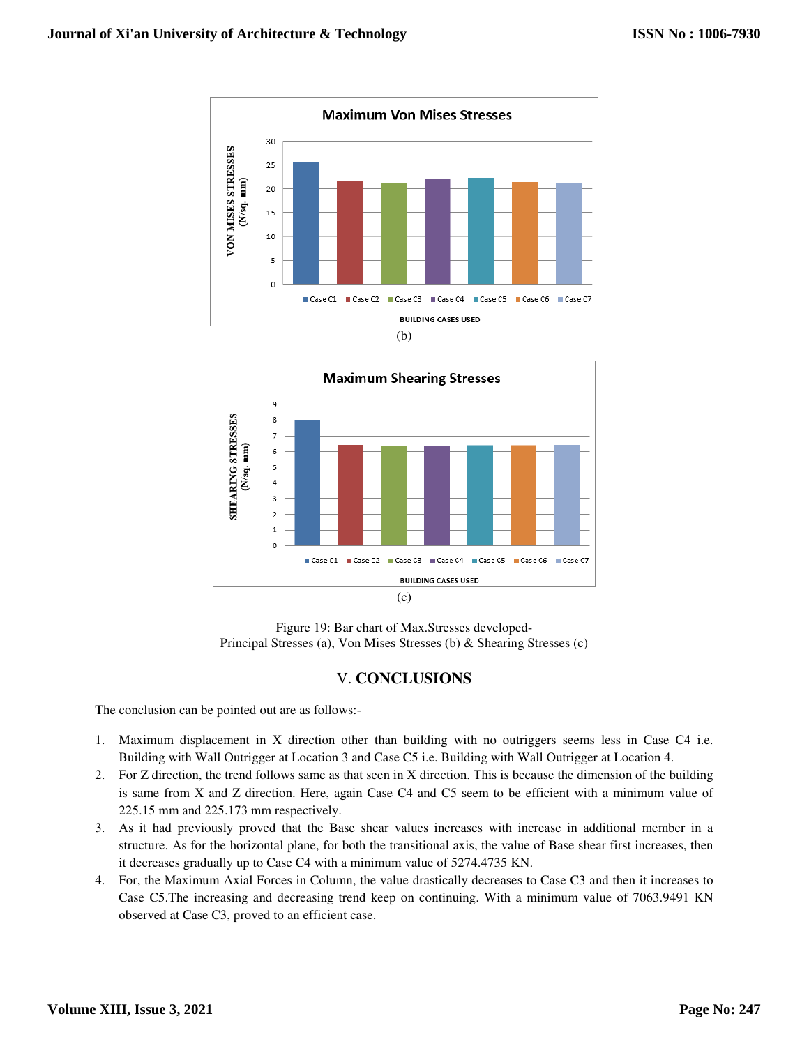(b)

(c)

Figure 19: Bar chart of Max.Stresses developed-
Principal Stresses (a), Von Mises Stresses (b) & Shearing Stresses (c)

## V. CONCLUSIONS

The conclusion can be pointed out are as follows:-

1. Maximum displacement in X direction other than building with no outriggers seems less in Case C4 i.e. Building with Wall Outrigger at Location 3 and Case C5 i.e. Building with Wall Outrigger at Location 4.
2. For Z direction, the trend follows same as that seen in X direction. This is because the dimension of the building is same from X and Z direction. Here, again Case C4 and C5 seem to be efficient with a minimum value of 225.15 mm and 225.173 mm respectively.
3. As it had previously proved that the Base shear values increases with increase in additional member in a structure. As for the horizontal plane, for both the transitional axis, the value of Base shear first increases, then it decreases gradually up to Case C4 with a minimum value of 5274.4735 KN.
4. For, the Maximum Axial Forces in Column, the value drastically decreases to Case C3 and then it increases to Case C5.The increasing and decreasing trend keep on continuing. With a minimum value of 7063.9491 KN observed at Case C3, proved to an efficient case.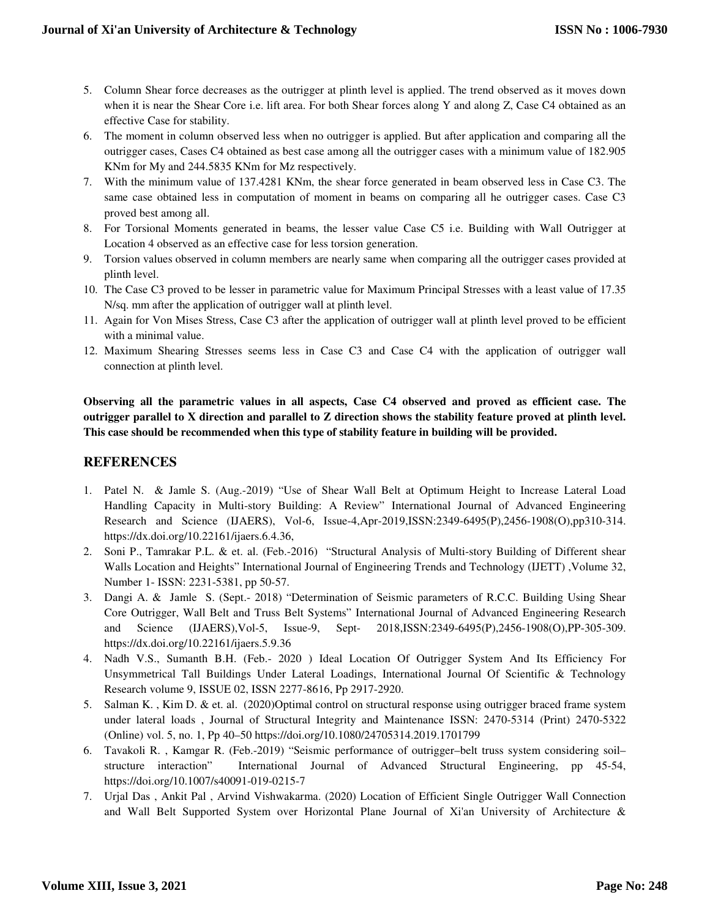5. Column Shear force decreases as the outrigger at plinth level is applied. The trend observed as it moves down when it is near the Shear Core i.e. lift area. For both Shear forces along Y and along Z, Case C4 obtained as an effective Case for stability.
6. The moment in column observed less when no outrigger is applied. But after application and comparing all the outrigger cases, Cases C4 obtained as best case among all the outrigger cases with a minimum value of 182.905 KNm for My and 244.5835 KNm for Mz respectively.
7. With the minimum value of 137.4281 KNm, the shear force generated in beam observed less in Case C3. The same case obtained less in computation of moment in beams on comparing all he outrigger cases. Case C3 proved best among all.
8. For Torsional Moments generated in beams, the lesser value Case C5 i.e. Building with Wall Outrigger at Location 4 observed as an effective case for less torsion generation.
9. Torsion values observed in column members are nearly same when comparing all the outrigger cases provided at plinth level.
10. The Case C3 proved to be lesser in parametric value for Maximum Principal Stresses with a least value of 17.35 N/sq. mm after the application of outrigger wall at plinth level.
11. Again for Von Mises Stress, Case C3 after the application of outrigger wall at plinth level proved to be efficient with a minimal value.
12. Maximum Shearing Stresses seems less in Case C3 and Case C4 with the application of outrigger wall connection at plinth level.

**Observing all the parametric values in all aspects, Case C4 observed and proved as efficient case. The outrigger parallel to X direction and parallel to Z direction shows the stability feature proved at plinth level. This case should be recommended when this type of stability feature in building will be provided.**

## REFERENCES

1. Patel N. & Jamle S. (Aug.-2019) "Use of Shear Wall Belt at Optimum Height to Increase Lateral Load Handling Capacity in Multi-story Building: A Review" International Journal of Advanced Engineering Research and Science (IJAERS), Vol-6, Issue-4,Apr-2019,ISSN:2349-6495(P),2456-1908(O),pp310-314. https://dx.doi.org/10.22161/ijaers.6.4.36,
2. Soni P., Tamrakar P.L. & et. al. (Feb.-2016) "Structural Analysis of Multi-story Building of Different shear Walls Location and Heights" International Journal of Engineering Trends and Technology (IJETT) ,Volume 32, Number 1- ISSN: 2231-5381, pp 50-57.
3. Dangi A. & Jamle S. (Sept.- 2018) "Determination of Seismic parameters of R.C.C. Building Using Shear Core Outrigger, Wall Belt and Truss Belt Systems" International Journal of Advanced Engineering Research and Science (IJAERS),Vol-5, Issue-9, Sept- 2018,ISSN:2349-6495(P),2456-1908(O),PP-305-309. https://dx.doi.org/10.22161/ijaers.5.9.36
4. Nadh V.S., Sumanth B.H. (Feb.- 2020 ) Ideal Location Of Outrigger System And Its Efficiency For Unsymmetrical Tall Buildings Under Lateral Loadings, International Journal Of Scientific & Technology Research volume 9, ISSUE 02, ISSN 2277-8616, Pp 2917-2920.
5. Salman K. , Kim D. & et. al. (2020)Optimal control on structural response using outrigger braced frame system under lateral loads , Journal of Structural Integrity and Maintenance ISSN: 2470-5314 (Print) 2470-5322 (Online) vol. 5, no. 1, Pp 40–50 https://doi.org/10.1080/24705314.2019.1701799
6. Tavakoli R. , Kamgar R. (Feb.-2019) "Seismic performance of outrigger–belt truss system considering soil–structure interaction" International Journal of Advanced Structural Engineering, pp 45-54, https://doi.org/10.1007/s40091-019-0215-7
7. Urjal Das , Ankit Pal , Arvind Vishwakarma. (2020) Location of Efficient Single Outrigger Wall Connection and Wall Belt Supported System over Horizontal Plane Journal of Xi'an University of Architecture &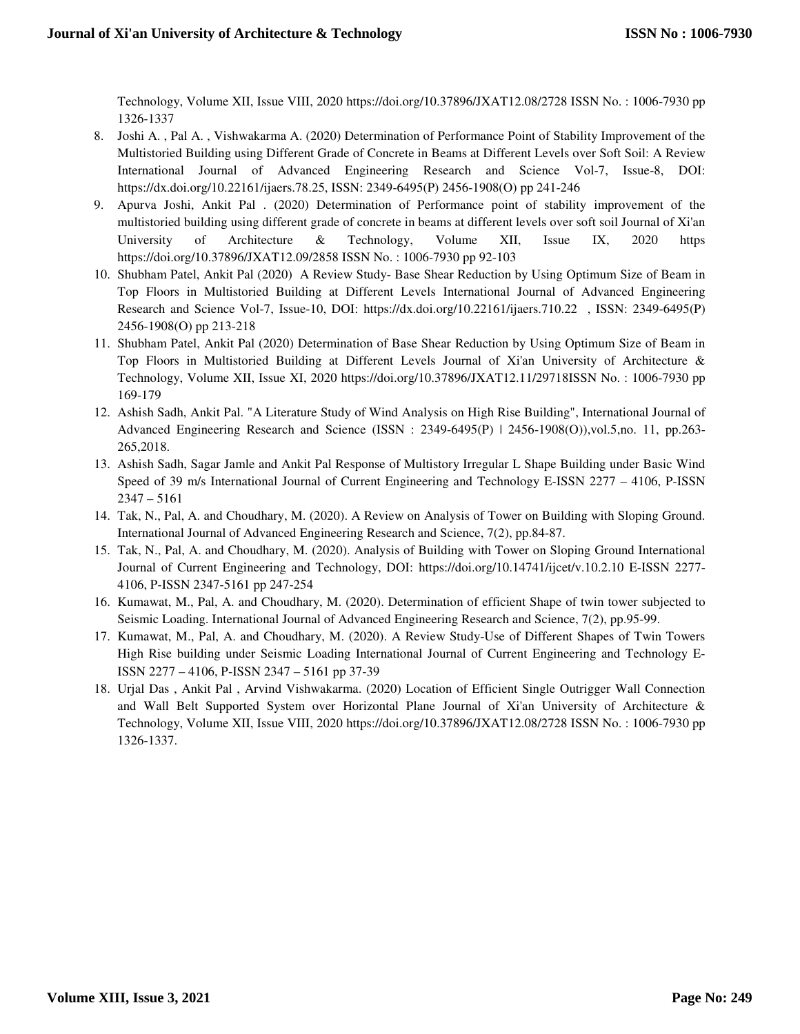Technology, Volume XII, Issue VIII, 2020 https://doi.org/10.37896/JXAT12.08/2728 ISSN No. : 1006-7930 pp 1326-1337

8. Joshi A. , Pal A. , Vishwakarma A. (2020) Determination of Performance Point of Stability Improvement of the Multistoried Building using Different Grade of Concrete in Beams at Different Levels over Soft Soil: A Review International Journal of Advanced Engineering Research and Science Vol-7, Issue-8, DOI: https://dx.doi.org/10.22161/ijaers.78.25, ISSN: 2349-6495(P) 2456-1908(O) pp 241-246
9. Apurva Joshi, Ankit Pal . (2020) Determination of Performance point of stability improvement of the multistoried building using different grade of concrete in beams at different levels over soft soil Journal of Xi'an University of Architecture & Technology, Volume XII, Issue IX, 2020 https https://doi.org/10.37896/JXAT12.09/2858 ISSN No. : 1006-7930 pp 92-103
10. Shubham Patel, Ankit Pal (2020) A Review Study- Base Shear Reduction by Using Optimum Size of Beam in Top Floors in Multistoried Building at Different Levels International Journal of Advanced Engineering Research and Science Vol-7, Issue-10, DOI: https://dx.doi.org/10.22161/ijaers.710.22 , ISSN: 2349-6495(P) 2456-1908(O) pp 213-218
11. Shubham Patel, Ankit Pal (2020) Determination of Base Shear Reduction by Using Optimum Size of Beam in Top Floors in Multistoried Building at Different Levels Journal of Xi'an University of Architecture & Technology, Volume XII, Issue XI, 2020 https://doi.org/10.37896/JXAT12.11/29718ISSN No. : 1006-7930 pp 169-179
12. Ashish Sadh, Ankit Pal. "A Literature Study of Wind Analysis on High Rise Building", International Journal of Advanced Engineering Research and Science (ISSN : 2349-6495(P) | 2456-1908(O)),vol.5,no. 11, pp.263-265,2018.
13. Ashish Sadh, Sagar Jamle and Ankit Pal Response of Multistory Irregular L Shape Building under Basic Wind Speed of 39 m/s International Journal of Current Engineering and Technology E-ISSN 2277 – 4106, P-ISSN 2347 – 5161
14. Tak, N., Pal, A. and Choudhary, M. (2020). A Review on Analysis of Tower on Building with Sloping Ground. International Journal of Advanced Engineering Research and Science, 7(2), pp.84-87.
15. Tak, N., Pal, A. and Choudhary, M. (2020). Analysis of Building with Tower on Sloping Ground International Journal of Current Engineering and Technology, DOI: https://doi.org/10.14741/ijcet/v.10.2.10 E-ISSN 2277-4106, P-ISSN 2347-5161 pp 247-254
16. Kumawat, M., Pal, A. and Choudhary, M. (2020). Determination of efficient Shape of twin tower subjected to Seismic Loading. International Journal of Advanced Engineering Research and Science, 7(2), pp.95-99.
17. Kumawat, M., Pal, A. and Choudhary, M. (2020). A Review Study-Use of Different Shapes of Twin Towers High Rise building under Seismic Loading International Journal of Current Engineering and Technology E-ISSN 2277 – 4106, P-ISSN 2347 – 5161 pp 37-39
18. Urjal Das , Ankit Pal , Arvind Vishwakarma. (2020) Location of Efficient Single Outrigger Wall Connection and Wall Belt Supported System over Horizontal Plane Journal of Xi'an University of Architecture & Technology, Volume XII, Issue VIII, 2020 https://doi.org/10.37896/JXAT12.08/2728 ISSN No. : 1006-7930 pp 1326-1337.